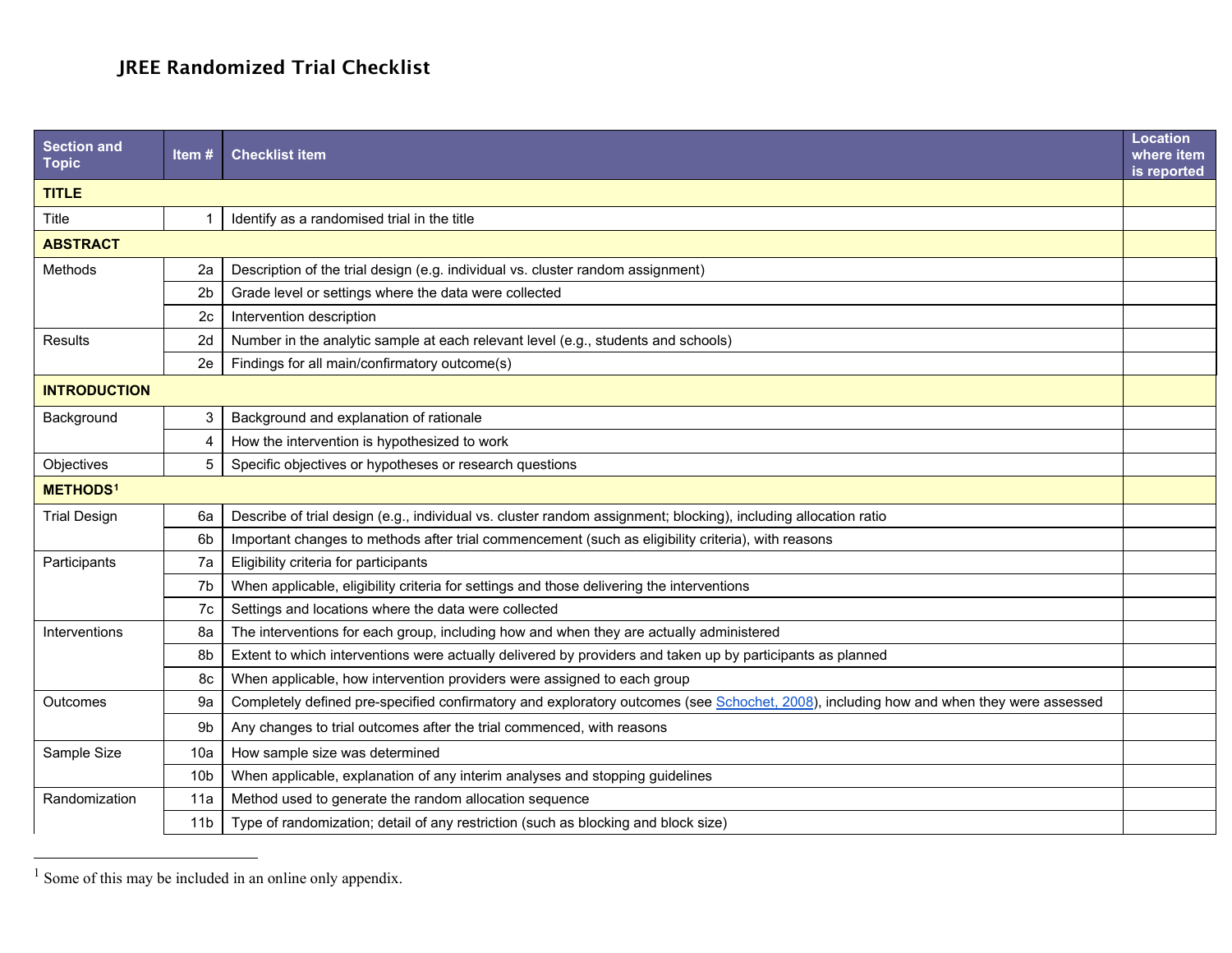# JREE Randomized Trial Checklist

| Section and Topic | Item # | Checklist item | Location where item is reported |
|---|---|---|---|
| **TITLE** | | | |
| Title | 1 | Identify as a randomised trial in the title | |
| **ABSTRACT** | | | |
| Methods | 2a | Description of the trial design (e.g. individual vs. cluster random assignment) | |
| | 2b | Grade level or settings where the data were collected | |
| | 2c | Intervention description | |
| Results | 2d | Number in the analytic sample at each relevant level (e.g., students and schools) | |
| | 2e | Findings for all main/confirmatory outcome(s) | |
| **INTRODUCTION** | | | |
| Background | 3 | Background and explanation of rationale | |
| | 4 | How the intervention is hypothesized to work | |
| Objectives | 5 | Specific objectives or hypotheses or research questions | |
| **METHODS**[1] | | | |
| Trial Design | 6a | Describe of trial design (e.g., individual vs. cluster random assignment; blocking), including allocation ratio | |
| | 6b | Important changes to methods after trial commencement (such as eligibility criteria), with reasons | |
| Participants | 7a | Eligibility criteria for participants | |
| | 7b | When applicable, eligibility criteria for settings and those delivering the interventions | |
| | 7c | Settings and locations where the data were collected | |
| Interventions | 8a | The interventions for each group, including how and when they are actually administered | |
| | 8b | Extent to which interventions were actually delivered by providers and taken up by participants as planned | |
| | 8c | When applicable, how intervention providers were assigned to each group | |
| Outcomes | 9a | Completely defined pre-specified confirmatory and exploratory outcomes (see Schochet, 2008), including how and when they were assessed | |
| | 9b | Any changes to trial outcomes after the trial commenced, with reasons | |
| Sample Size | 10a | How sample size was determined | |
| | 10b | When applicable, explanation of any interim analyses and stopping guidelines | |
| Randomization | 11a | Method used to generate the random allocation sequence | |
| | 11b | Type of randomization; detail of any restriction (such as blocking and block size) | |

[1] Some of this may be included in an online only appendix.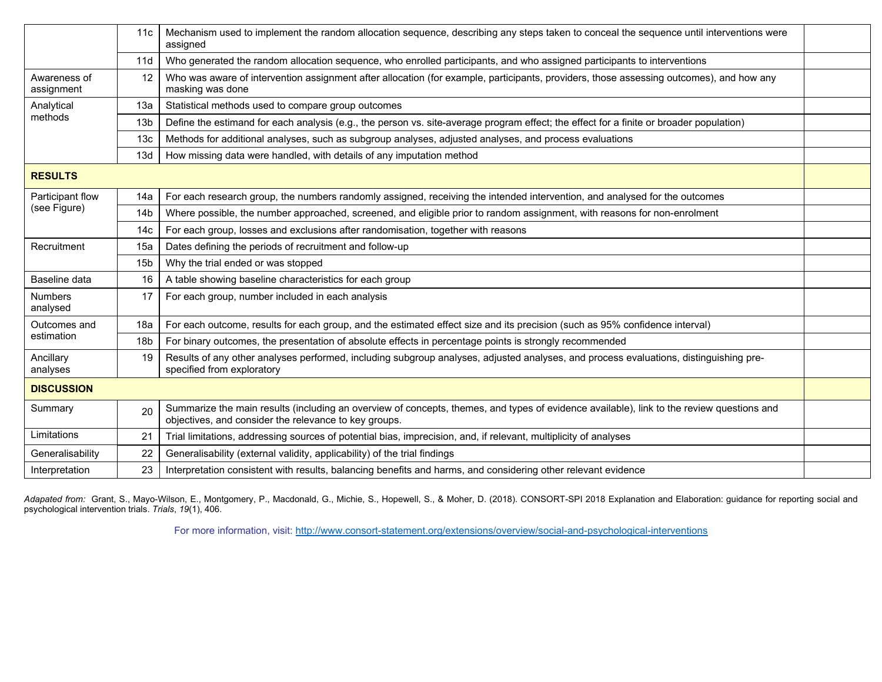| | | | |
|---|---|---|---|
| | 11c | Mechanism used to implement the random allocation sequence, describing any steps taken to conceal the sequence until interventions were assigned | |
| | 11d | Who generated the random allocation sequence, who enrolled participants, and who assigned participants to interventions | |
| Awareness of assignment | 12 | Who was aware of intervention assignment after allocation (for example, participants, providers, those assessing outcomes), and how any masking was done | |
| Analytical methods | 13a | Statistical methods used to compare group outcomes | |
| | 13b | Define the estimand for each analysis (e.g., the person vs. site-average program effect; the effect for a finite or broader population) | |
| | 13c | Methods for additional analyses, such as subgroup analyses, adjusted analyses, and process evaluations | |
| | 13d | How missing data were handled, with details of any imputation method | |
| **RESULTS** | | | |
| Participant flow (see Figure) | 14a | For each research group, the numbers randomly assigned, receiving the intended intervention, and analysed for the outcomes | |
| | 14b | Where possible, the number approached, screened, and eligible prior to random assignment, with reasons for non-enrolment | |
| | 14c | For each group, losses and exclusions after randomisation, together with reasons | |
| Recruitment | 15a | Dates defining the periods of recruitment and follow-up | |
| | 15b | Why the trial ended or was stopped | |
| Baseline data | 16 | A table showing baseline characteristics for each group | |
| Numbers analysed | 17 | For each group, number included in each analysis | |
| Outcomes and estimation | 18a | For each outcome, results for each group, and the estimated effect size and its precision (such as 95% confidence interval) | |
| | 18b | For binary outcomes, the presentation of absolute effects in percentage points is strongly recommended | |
| Ancillary analyses | 19 | Results of any other analyses performed, including subgroup analyses, adjusted analyses, and process evaluations, distinguishing pre-specified from exploratory | |
| **DISCUSSION** | | | |
| Summary | 20 | Summarize the main results (including an overview of concepts, themes, and types of evidence available), link to the review questions and objectives, and consider the relevance to key groups. | |
| Limitations | 21 | Trial limitations, addressing sources of potential bias, imprecision, and, if relevant, multiplicity of analyses | |
| Generalisability | 22 | Generalisability (external validity, applicability) of the trial findings | |
| Interpretation | 23 | Interpretation consistent with results, balancing benefits and harms, and considering other relevant evidence | |

*Adapated from:* Grant, S., Mayo-Wilson, E., Montgomery, P., Macdonald, G., Michie, S., Hopewell, S., & Moher, D. (2018). CONSORT-SPI 2018 Explanation and Elaboration: guidance for reporting social and psychological intervention trials. *Trials*, *19*(1), 406.

For more information, visit: http://www.consort-statement.org/extensions/overview/social-and-psychological-interventions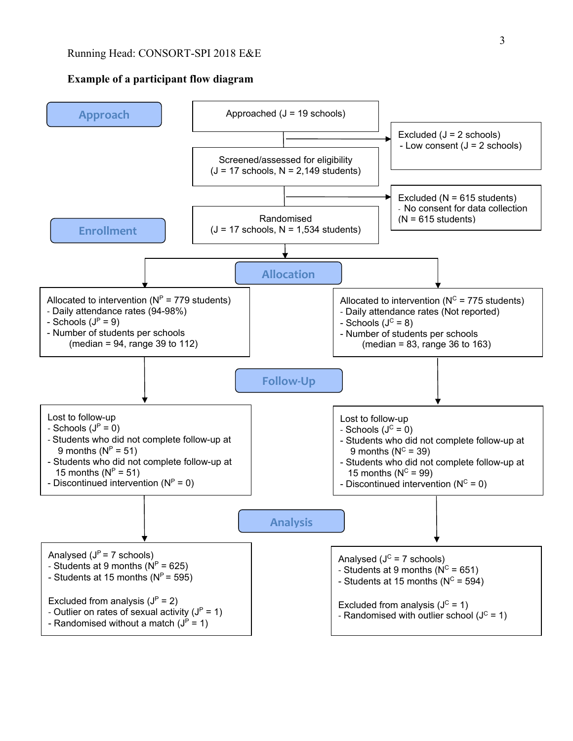**Example of a participant flow diagram**

Approach

Approached (J = 19 schools)

Excluded (J = 2 schools)
- Low consent (J = 2 schools)

Screened/assessed for eligibility
(J = 17 schools, N = 2,149 students)

Excluded (N = 615 students)
- No consent for data collection
(N = 615 students)

Enrollment

Randomised
(J = 17 schools, N = 1,534 students)

Allocation

Allocated to intervention ($N^P$ = 779 students)
- Daily attendance rates (94-98%)
- Schools ($J^P$ = 9)
- Number of students per schools
(median = 94, range 39 to 112)

Allocated to intervention ($N^C$ = 775 students)
- Daily attendance rates (Not reported)
- Schools ($J^C$ = 8)
- Number of students per schools
(median = 83, range 36 to 163)

Follow-Up

Lost to follow-up
- Schools ($J^P$ = 0)
- Students who did not complete follow-up at 9 months ($N^P$ = 51)
- Students who did not complete follow-up at 15 months ($N^P$ = 51)
- Discontinued intervention ($N^P$ = 0)

Lost to follow-up
- Schools ($J^C$ = 0)
- Students who did not complete follow-up at 9 months ($N^C$ = 39)
- Students who did not complete follow-up at 15 months ($N^C$ = 99)
- Discontinued intervention ($N^C$ = 0)

Analysis

Analysed ($J^P$ = 7 schools)
- Students at 9 months ($N^P$ = 625)
- Students at 15 months ($N^P$ = 595)

Excluded from analysis ($J^P$ = 2)
- Outlier on rates of sexual activity ($J^P$ = 1)
- Randomised without a match ($J^P$ = 1)

Analysed ($J^C$ = 7 schools)
- Students at 9 months ($N^C$ = 651)
- Students at 15 months ($N^C$ = 594)

Excluded from analysis ($J^C$ = 1)
- Randomised with outlier school ($J^C$ = 1)